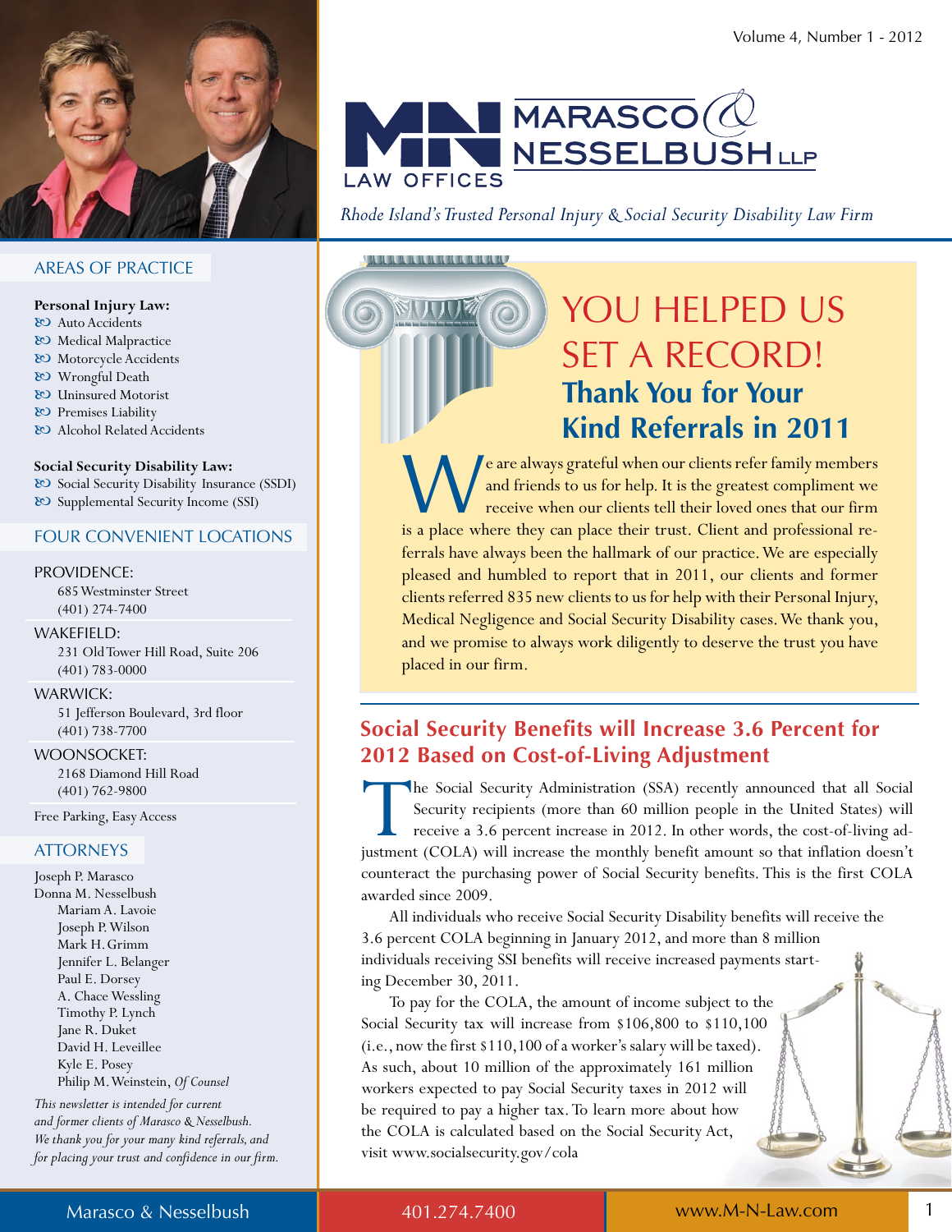# MARASCO & NESSELBUSH LLP

LAW OFFICES

*Rhode Island's Trusted Personal Injury & Social Security Disability Law Firm*

## YOU HELPED US SET A RECORD!

### Thank You for Your Kind Referrals in 2011

We are always grateful when our clients refer family members and friends to us for help. It is the greatest compliment we receive when our clients tell their loved ones that our firm is a place where they can place their trust. Client and professional referrals have always been the hallmark of our practice. We are especially pleased and humbled to report that in 2011, our clients and former clients referred 835 new clients to us for help with their Personal Injury, Medical Negligence and Social Security Disability cases. We thank you, and we promise to always work diligently to deserve the trust you have placed in our firm.

## Social Security Benefits will Increase 3.6 Percent for 2012 Based on Cost-of-Living Adjustment

The Social Security Administration (SSA) recently announced that all Social Security recipients (more than 60 million people in the United States) will receive a 3.6 percent increase in 2012. In other words, the cost-of-living adjustment (COLA) will increase the monthly benefit amount so that inflation doesn't counteract the purchasing power of Social Security benefits. This is the first COLA awarded since 2009.

All individuals who receive Social Security Disability benefits will receive the 3.6 percent COLA beginning in January 2012, and more than 8 million individuals receiving SSI benefits will receive increased payments starting December 30, 2011.

To pay for the COLA, the amount of income subject to the Social Security tax will increase from $106,800 to $110,100 (i.e., now the first $110,100 of a worker's salary will be taxed). As such, about 10 million of the approximately 161 million workers expected to pay Social Security taxes in 2012 will be required to pay a higher tax. To learn more about how the COLA is calculated based on the Social Security Act, visit www.socialsecurity.gov/cola

## AREAS OF PRACTICE

**Personal Injury Law:**

- Auto Accidents
- Medical Malpractice
- Motorcycle Accidents
- Wrongful Death
- Uninsured Motorist
- Premises Liability
- Alcohol Related Accidents

**Social Security Disability Law:**

- Social Security Disability Insurance (SSDI)
- Supplemental Security Income (SSI)

## FOUR CONVENIENT LOCATIONS

PROVIDENCE:
685 Westminster Street
(401) 274-7400

WAKEFIELD:
231 Old Tower Hill Road, Suite 206
(401) 783-0000

WARWICK:
51 Jefferson Boulevard, 3rd floor
(401) 738-7700

WOONSOCKET:
2168 Diamond Hill Road
(401) 762-9800

Free Parking, Easy Access

## ATTORNEYS

Joseph P. Marasco
Donna M. Nesselbush
Mariam A. Lavoie
Joseph P. Wilson
Mark H. Grimm
Jennifer L. Belanger
Paul E. Dorsey
A. Chace Wessling
Timothy P. Lynch
Jane R. Duket
David H. Leveillee
Kyle E. Posey
Philip M. Weinstein, *Of Counsel*

*This newsletter is intended for current and former clients of Marasco & Nesselbush. We thank you for your many kind referrals, and for placing your trust and confidence in our firm.*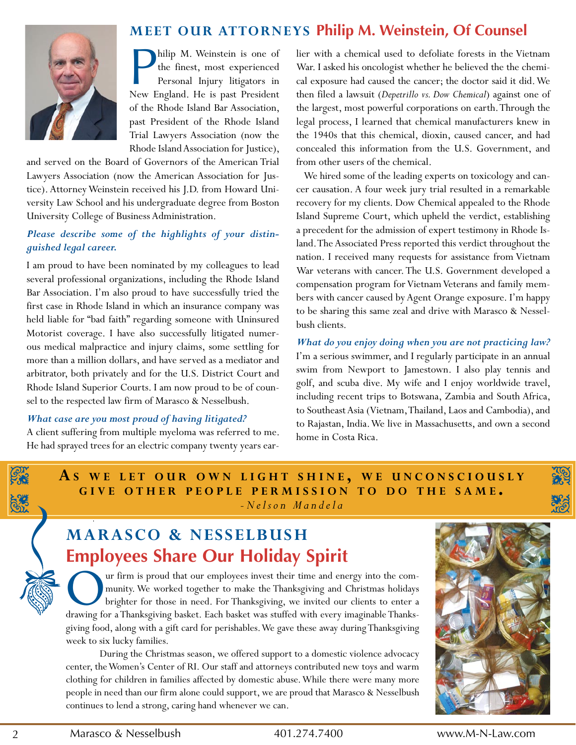## MEET OUR ATTORNEYS Philip M. Weinstein, Of Counsel

Philip M. Weinstein is one of the finest, most experienced Personal Injury litigators in New England. He is past President of the Rhode Island Bar Association, past President of the Rhode Island Trial Lawyers Association (now the Rhode Island Association for Justice), and served on the Board of Governors of the American Trial Lawyers Association (now the American Association for Justice). Attorney Weinstein received his J.D. from Howard University Law School and his undergraduate degree from Boston University College of Business Administration.

***Please describe some of the highlights of your distinguished legal career.***

I am proud to have been nominated by my colleagues to lead several professional organizations, including the Rhode Island Bar Association. I'm also proud to have successfully tried the first case in Rhode Island in which an insurance company was held liable for "bad faith" regarding someone with Uninsured Motorist coverage. I have also successfully litigated numerous medical malpractice and injury claims, some settling for more than a million dollars, and have served as a mediator and arbitrator, both privately and for the U.S. District Court and Rhode Island Superior Courts. I am now proud to be of counsel to the respected law firm of Marasco & Nesselbush.

***What case are you most proud of having litigated?***

A client suffering from multiple myeloma was referred to me. He had sprayed trees for an electric company twenty years earlier with a chemical used to defoliate forests in the Vietnam War. I asked his oncologist whether he believed the the chemical exposure had caused the cancer; the doctor said it did. We then filed a lawsuit (*Depetrillo vs. Dow Chemical*) against one of the largest, most powerful corporations on earth. Through the legal process, I learned that chemical manufacturers knew in the 1940s that this chemical, dioxin, caused cancer, and had concealed this information from the U.S. Government, and from other users of the chemical.

We hired some of the leading experts on toxicology and cancer causation. A four week jury trial resulted in a remarkable recovery for my clients. Dow Chemical appealed to the Rhode Island Supreme Court, which upheld the verdict, establishing a precedent for the admission of expert testimony in Rhode Island. The Associated Press reported this verdict throughout the nation. I received many requests for assistance from Vietnam War veterans with cancer. The U.S. Government developed a compensation program for Vietnam Veterans and family members with cancer caused by Agent Orange exposure. I'm happy to be sharing this same zeal and drive with Marasco & Nesselbush clients.

***What do you enjoy doing when you are not practicing law?***

I'm a serious swimmer, and I regularly participate in an annual swim from Newport to Jamestown. I also play tennis and golf, and scuba dive. My wife and I enjoy worldwide travel, including recent trips to Botswana, Zambia and South Africa, to Southeast Asia (Vietnam, Thailand, Laos and Cambodia), and to Rajastan, India. We live in Massachusetts, and own a second home in Costa Rica.

**AS WE LET OUR OWN LIGHT SHINE, WE UNCONSCIOUSLY GIVE OTHER PEOPLE PERMISSION TO DO THE SAME.**

*-Nelson Mandela*

## MARASCO & NESSELBUSH Employees Share Our Holiday Spirit

Our firm is proud that our employees invest their time and energy into the community. We worked together to make the Thanksgiving and Christmas holidays brighter for those in need. For Thanksgiving, we invited our clients to enter a drawing for a Thanksgiving basket. Each basket was stuffed with every imaginable Thanksgiving food, along with a gift card for perishables. We gave these away during Thanksgiving week to six lucky families.

During the Christmas season, we offered support to a domestic violence advocacy center, the Women's Center of RI. Our staff and attorneys contributed new toys and warm clothing for children in families affected by domestic abuse. While there were many more people in need than our firm alone could support, we are proud that Marasco & Nesselbush continues to lend a strong, caring hand whenever we can.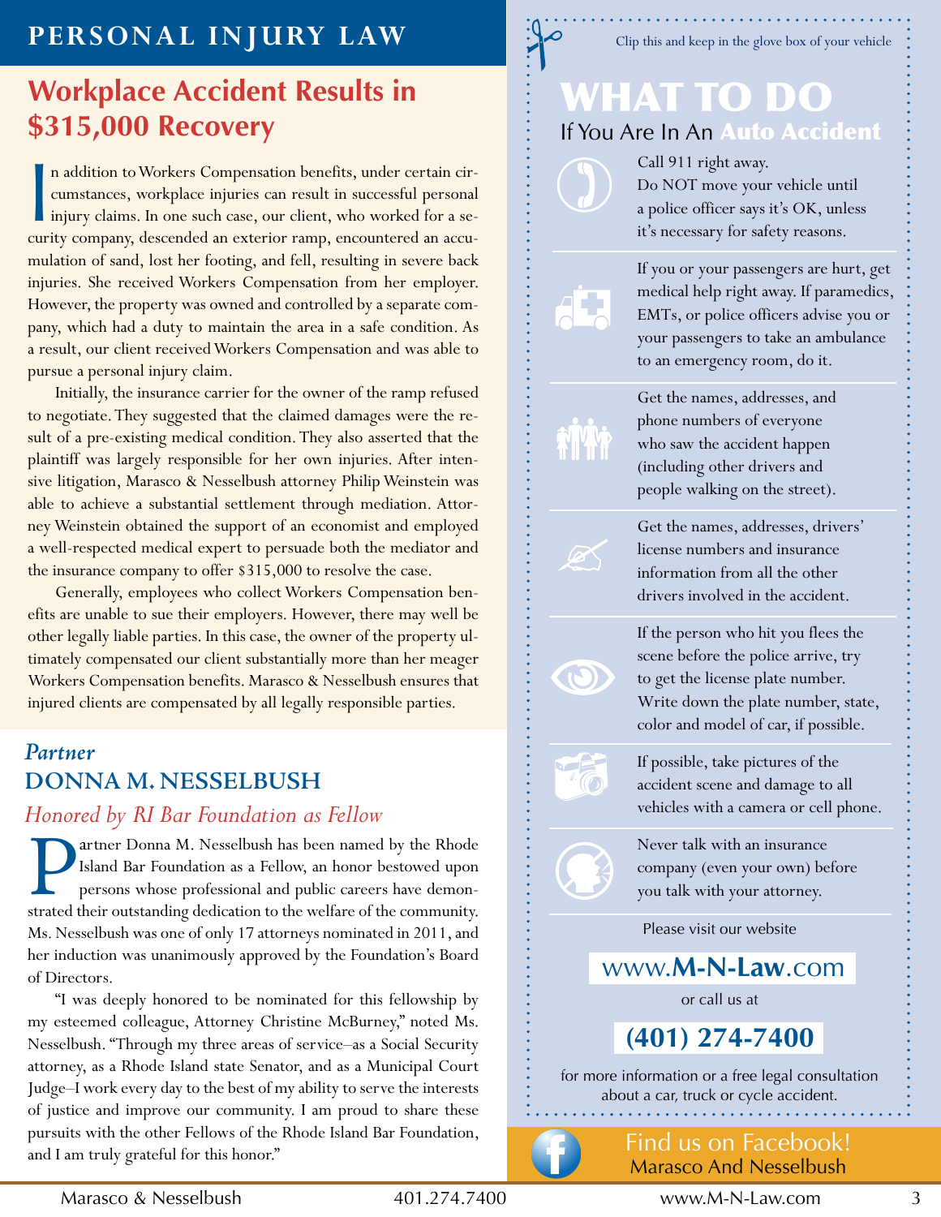# PERSONAL INJURY LAW

## Workplace Accident Results in $315,000 Recovery

In addition to Workers Compensation benefits, under certain circumstances, workplace injuries can result in successful personal injury claims. In one such case, our client, who worked for a security company, descended an exterior ramp, encountered an accumulation of sand, lost her footing, and fell, resulting in severe back injuries. She received Workers Compensation from her employer. However, the property was owned and controlled by a separate company, which had a duty to maintain the area in a safe condition. As a result, our client received Workers Compensation and was able to pursue a personal injury claim.

Initially, the insurance carrier for the owner of the ramp refused to negotiate. They suggested that the claimed damages were the result of a pre-existing medical condition. They also asserted that the plaintiff was largely responsible for her own injuries. After intensive litigation, Marasco & Nesselbush attorney Philip Weinstein was able to achieve a substantial settlement through mediation. Attorney Weinstein obtained the support of an economist and employed a well-respected medical expert to persuade both the mediator and the insurance company to offer $315,000 to resolve the case.

Generally, employees who collect Workers Compensation benefits are unable to sue their employers. However, there may well be other legally liable parties. In this case, the owner of the property ultimately compensated our client substantially more than her meager Workers Compensation benefits. Marasco & Nesselbush ensures that injured clients are compensated by all legally responsible parties.

*Partner*

## DONNA M. NESSELBUSH

*Honored by RI Bar Foundation as Fellow*

Partner Donna M. Nesselbush has been named by the Rhode Island Bar Foundation as a Fellow, an honor bestowed upon persons whose professional and public careers have demonstrated their outstanding dedication to the welfare of the community. Ms. Nesselbush was one of only 17 attorneys nominated in 2011, and her induction was unanimously approved by the Foundation's Board of Directors.

"I was deeply honored to be nominated for this fellowship by my esteemed colleague, Attorney Christine McBurney," noted Ms. Nesselbush. "Through my three areas of service–as a Social Security attorney, as a Rhode Island state Senator, and as a Municipal Court Judge–I work every day to the best of my ability to serve the interests of justice and improve our community. I am proud to share these pursuits with the other Fellows of the Rhode Island Bar Foundation, and I am truly grateful for this honor."

---

Clip this and keep in the glove box of your vehicle

# WHAT TO DO

### If You Are In An Auto Accident

- Call 911 right away. Do NOT move your vehicle until a police officer says it's OK, unless it's necessary for safety reasons.
- If you or your passengers are hurt, get medical help right away. If paramedics, EMTs, or police officers advise you or your passengers to take an ambulance to an emergency room, do it.
- Get the names, addresses, and phone numbers of everyone who saw the accident happen (including other drivers and people walking on the street).
- Get the names, addresses, drivers' license numbers and insurance information from all the other drivers involved in the accident.
- If the person who hit you flees the scene before the police arrive, try to get the license plate number. Write down the plate number, state, color and model of car, if possible.
- If possible, take pictures of the accident scene and damage to all vehicles with a camera or cell phone.
- Never talk with an insurance company (even your own) before you talk with your attorney.

Please visit our website

**www.M-N-Law.com**

or call us at

**(401) 274-7400**

for more information or a free legal consultation about a car, truck or cycle accident.

Find us on Facebook!
Marasco And Nesselbush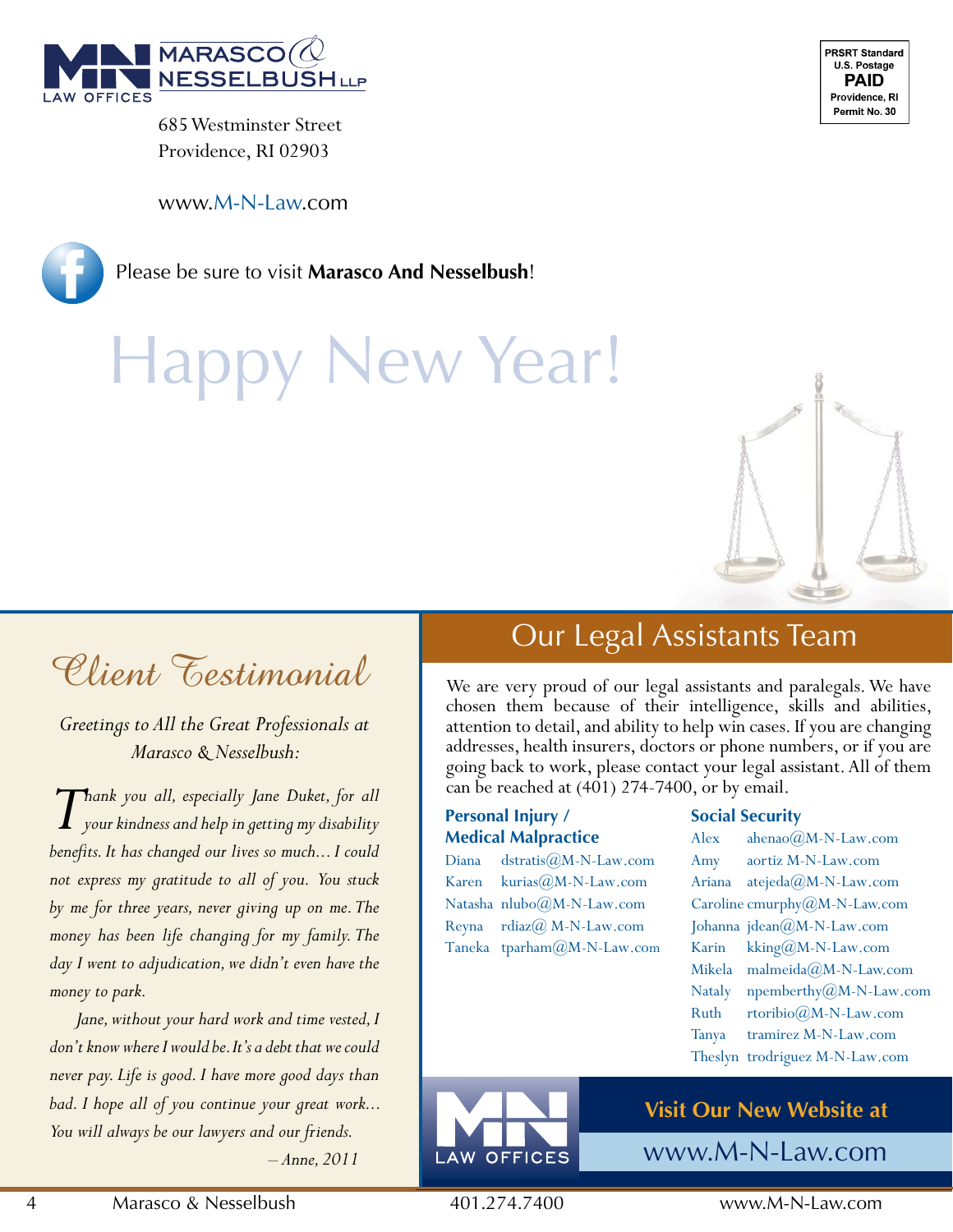MARASCO & NESSELBUSH LLP
LAW OFFICES

685 Westminster Street
Providence, RI 02903

www.M-N-Law.com

PRSRT Standard
U.S. Postage
**PAID**
Providence, RI
Permit No. 30

Please be sure to visit **Marasco And Nesselbush**!

# Happy New Year!

## Client Testimonial

*Greetings to All the Great Professionals at Marasco & Nesselbush:*

*Thank you all, especially Jane Duket, for all your kindness and help in getting my disability benefits. It has changed our lives so much... I could not express my gratitude to all of you. You stuck by me for three years, never giving up on me. The money has been life changing for my family. The day I went to adjudication, we didn't even have the money to park.*

*Jane, without your hard work and time vested, I don't know where I would be. It's a debt that we could never pay. Life is good. I have more good days than bad. I hope all of you continue your great work... You will always be our lawyers and our friends.*

*– Anne, 2011*

## Our Legal Assistants Team

We are very proud of our legal assistants and paralegals. We have chosen them because of their intelligence, skills and abilities, attention to detail, and ability to help win cases. If you are changing addresses, health insurers, doctors or phone numbers, or if you are going back to work, please contact your legal assistant. All of them can be reached at (401) 274-7400, or by email.

### Personal Injury / Medical Malpractice

| | |
|---|---|
| Diana | dstratis@M-N-Law.com |
| Karen | kurias@M-N-Law.com |
| Natasha | nlubo@M-N-Law.com |
| Reyna | rdiaz@ M-N-Law.com |
| Taneka | tparham@M-N-Law.com |

### Social Security

| | |
|---|---|
| Alex | ahenao@M-N-Law.com |
| Amy | aortiz M-N-Law.com |
| Ariana | atejeda@M-N-Law.com |
| Caroline | cmurphy@M-N-Law.com |
| Johanna | jdean@M-N-Law.com |
| Karin | kking@M-N-Law.com |
| Mikela | malmeida@M-N-Law.com |
| Nataly | npemberthy@M-N-Law.com |
| Ruth | rtoribio@M-N-Law.com |
| Tanya | tramirez M-N-Law.com |
| Theslyn | trodriguez M-N-Law.com |

MN LAW OFFICES

**Visit Our New Website at**

www.M-N-Law.com